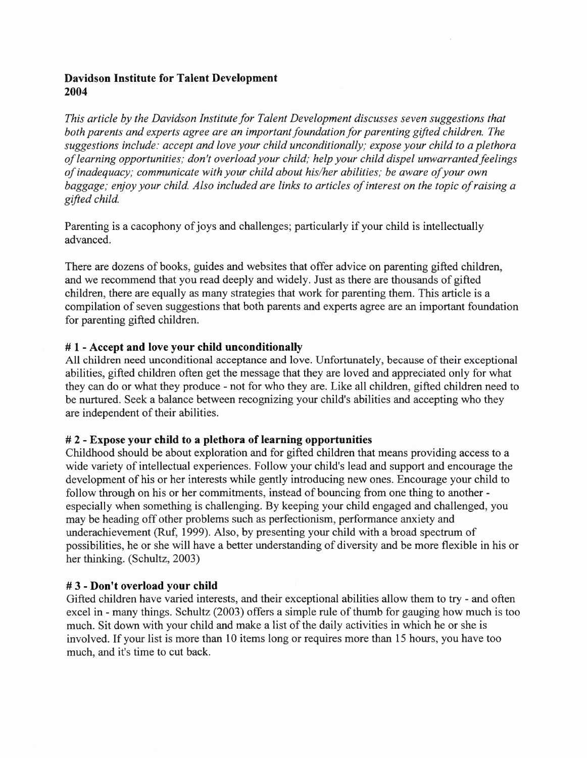**Davidson Institute for Talent Development**
**2004**

*This article by the Davidson Institute for Talent Development discusses seven suggestions that both parents and experts agree are an important foundation for parenting gifted children. The suggestions include: accept and love your child unconditionally; expose your child to a plethora of learning opportunities; don't overload your child; help your child dispel unwarranted feelings of inadequacy; communicate with your child about his/her abilities; be aware of your own baggage; enjoy your child. Also included are links to articles of interest on the topic of raising a gifted child.*

Parenting is a cacophony of joys and challenges; particularly if your child is intellectually advanced.

There are dozens of books, guides and websites that offer advice on parenting gifted children, and we recommend that you read deeply and widely. Just as there are thousands of gifted children, there are equally as many strategies that work for parenting them. This article is a compilation of seven suggestions that both parents and experts agree are an important foundation for parenting gifted children.

### # 1 - Accept and love your child unconditionally

All children need unconditional acceptance and love. Unfortunately, because of their exceptional abilities, gifted children often get the message that they are loved and appreciated only for what they can do or what they produce - not for who they are. Like all children, gifted children need to be nurtured. Seek a balance between recognizing your child's abilities and accepting who they are independent of their abilities.

### # 2 - Expose your child to a plethora of learning opportunities

Childhood should be about exploration and for gifted children that means providing access to a wide variety of intellectual experiences. Follow your child's lead and support and encourage the development of his or her interests while gently introducing new ones. Encourage your child to follow through on his or her commitments, instead of bouncing from one thing to another - especially when something is challenging. By keeping your child engaged and challenged, you may be heading off other problems such as perfectionism, performance anxiety and underachievement (Ruf, 1999). Also, by presenting your child with a broad spectrum of possibilities, he or she will have a better understanding of diversity and be more flexible in his or her thinking. (Schultz, 2003)

### # 3 - Don't overload your child

Gifted children have varied interests, and their exceptional abilities allow them to try - and often excel in - many things. Schultz (2003) offers a simple rule of thumb for gauging how much is too much. Sit down with your child and make a list of the daily activities in which he or she is involved. If your list is more than 10 items long or requires more than 15 hours, you have too much, and it's time to cut back.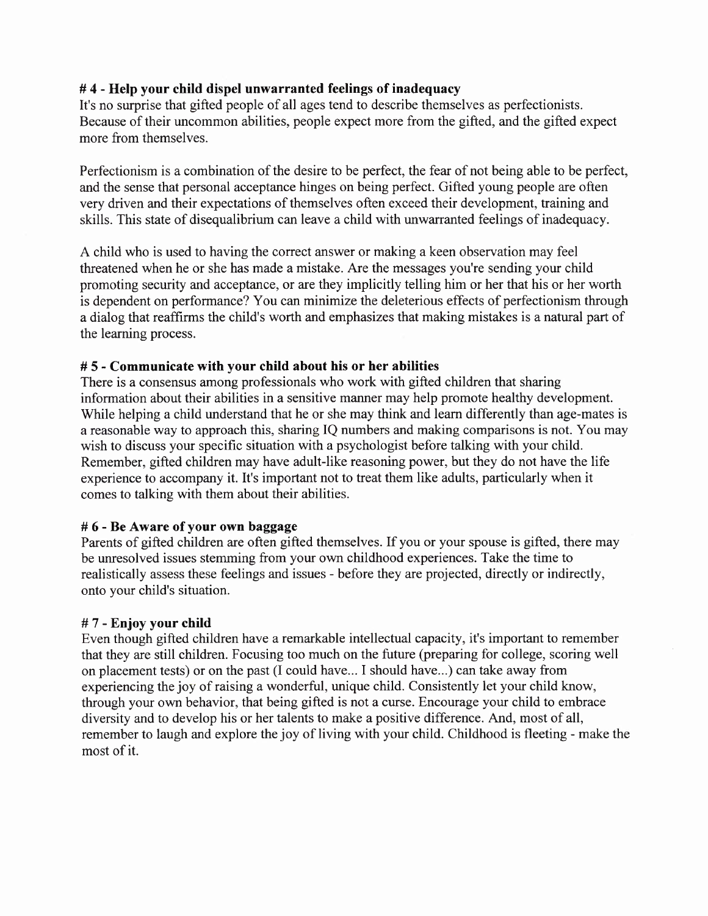**# 4 - Help your child dispel unwarranted feelings of inadequacy**

It's no surprise that gifted people of all ages tend to describe themselves as perfectionists. Because of their uncommon abilities, people expect more from the gifted, and the gifted expect more from themselves.

Perfectionism is a combination of the desire to be perfect, the fear of not being able to be perfect, and the sense that personal acceptance hinges on being perfect. Gifted young people are often very driven and their expectations of themselves often exceed their development, training and skills. This state of disequalibrium can leave a child with unwarranted feelings of inadequacy.

A child who is used to having the correct answer or making a keen observation may feel threatened when he or she has made a mistake. Are the messages you're sending your child promoting security and acceptance, or are they implicitly telling him or her that his or her worth is dependent on performance? You can minimize the deleterious effects of perfectionism through a dialog that reaffirms the child's worth and emphasizes that making mistakes is a natural part of the learning process.

**# 5 - Communicate with your child about his or her abilities**

There is a consensus among professionals who work with gifted children that sharing information about their abilities in a sensitive manner may help promote healthy development. While helping a child understand that he or she may think and learn differently than age-mates is a reasonable way to approach this, sharing IQ numbers and making comparisons is not. You may wish to discuss your specific situation with a psychologist before talking with your child. Remember, gifted children may have adult-like reasoning power, but they do not have the life experience to accompany it. It's important not to treat them like adults, particularly when it comes to talking with them about their abilities.

**# 6 - Be Aware of your own baggage**

Parents of gifted children are often gifted themselves. If you or your spouse is gifted, there may be unresolved issues stemming from your own childhood experiences. Take the time to realistically assess these feelings and issues - before they are projected, directly or indirectly, onto your child's situation.

**# 7 - Enjoy your child**

Even though gifted children have a remarkable intellectual capacity, it's important to remember that they are still children. Focusing too much on the future (preparing for college, scoring well on placement tests) or on the past (I could have... I should have...) can take away from experiencing the joy of raising a wonderful, unique child. Consistently let your child know, through your own behavior, that being gifted is not a curse. Encourage your child to embrace diversity and to develop his or her talents to make a positive difference. And, most of all, remember to laugh and explore the joy of living with your child. Childhood is fleeting - make the most of it.